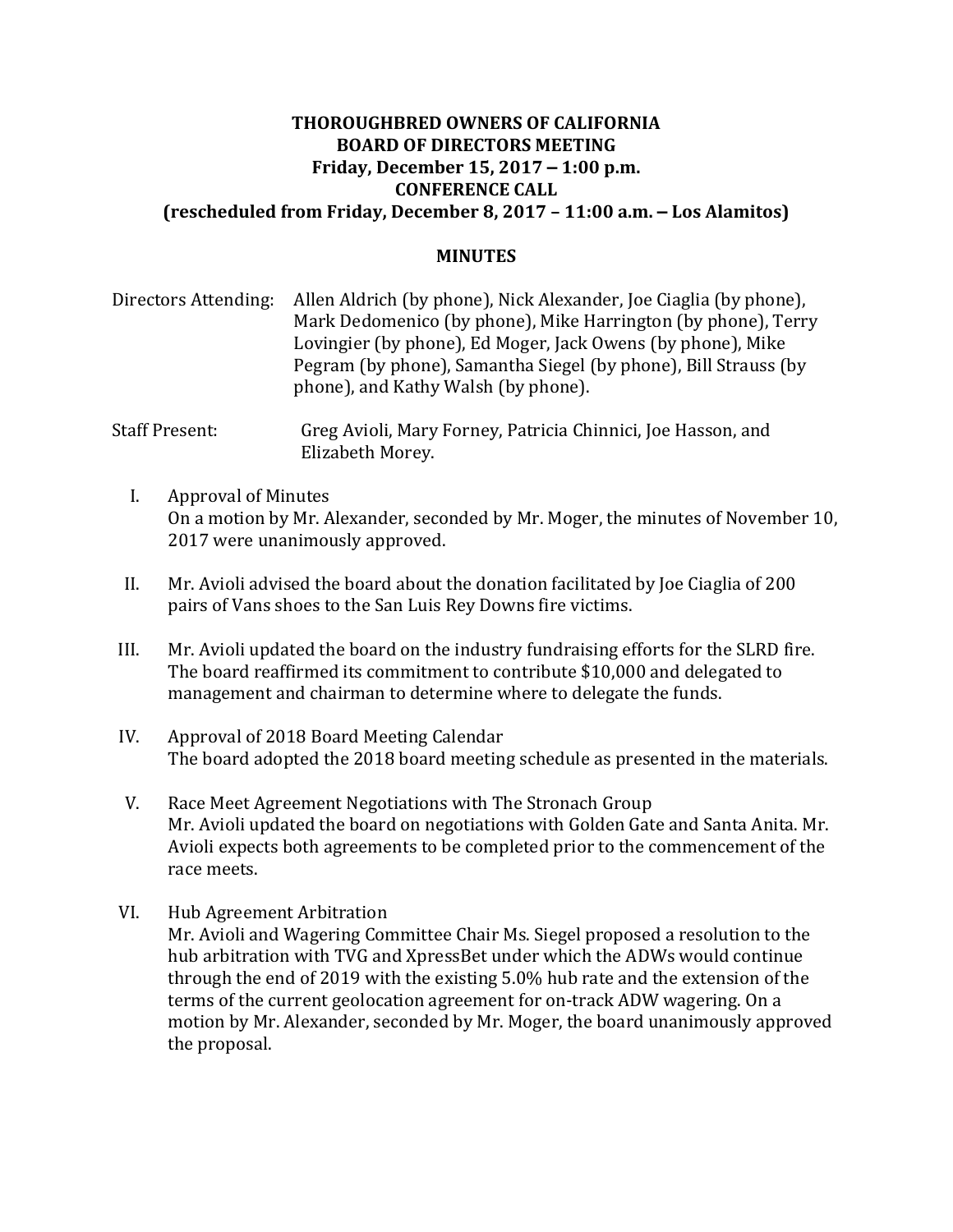# THOROUGHBRED OWNERS OF CALIFORNIA
## BOARD OF DIRECTORS MEETING
### Friday, December 15, 2017 – 1:00 p.m.
### CONFERENCE CALL
### (rescheduled from Friday, December 8, 2017 – 11:00 a.m. – Los Alamitos)

## MINUTES

Directors Attending: Allen Aldrich (by phone), Nick Alexander, Joe Ciaglia (by phone), Mark Dedomenico (by phone), Mike Harrington (by phone), Terry Lovingier (by phone), Ed Moger, Jack Owens (by phone), Mike Pegram (by phone), Samantha Siegel (by phone), Bill Strauss (by phone), and Kathy Walsh (by phone).

Staff Present: Greg Avioli, Mary Forney, Patricia Chinnici, Joe Hasson, and Elizabeth Morey.

I. Approval of Minutes
On a motion by Mr. Alexander, seconded by Mr. Moger, the minutes of November 10, 2017 were unanimously approved.

II. Mr. Avioli advised the board about the donation facilitated by Joe Ciaglia of 200 pairs of Vans shoes to the San Luis Rey Downs fire victims.

III. Mr. Avioli updated the board on the industry fundraising efforts for the SLRD fire. The board reaffirmed its commitment to contribute $10,000 and delegated to management and chairman to determine where to delegate the funds.

IV. Approval of 2018 Board Meeting Calendar
The board adopted the 2018 board meeting schedule as presented in the materials.

V. Race Meet Agreement Negotiations with The Stronach Group
Mr. Avioli updated the board on negotiations with Golden Gate and Santa Anita. Mr. Avioli expects both agreements to be completed prior to the commencement of the race meets.

VI. Hub Agreement Arbitration
Mr. Avioli and Wagering Committee Chair Ms. Siegel proposed a resolution to the hub arbitration with TVG and XpressBet under which the ADWs would continue through the end of 2019 with the existing 5.0% hub rate and the extension of the terms of the current geolocation agreement for on-track ADW wagering. On a motion by Mr. Alexander, seconded by Mr. Moger, the board unanimously approved the proposal.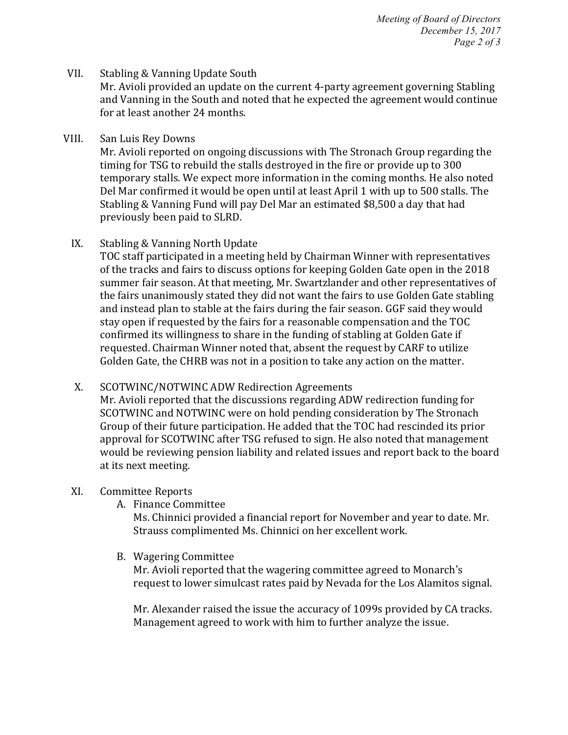VII. Stabling & Vanning Update South

Mr. Avioli provided an update on the current 4-party agreement governing Stabling and Vanning in the South and noted that he expected the agreement would continue for at least another 24 months.

VIII. San Luis Rey Downs

Mr. Avioli reported on ongoing discussions with The Stronach Group regarding the timing for TSG to rebuild the stalls destroyed in the fire or provide up to 300 temporary stalls. We expect more information in the coming months. He also noted Del Mar confirmed it would be open until at least April 1 with up to 500 stalls. The Stabling & Vanning Fund will pay Del Mar an estimated $8,500 a day that had previously been paid to SLRD.

IX. Stabling & Vanning North Update

TOC staff participated in a meeting held by Chairman Winner with representatives of the tracks and fairs to discuss options for keeping Golden Gate open in the 2018 summer fair season. At that meeting, Mr. Swartzlander and other representatives of the fairs unanimously stated they did not want the fairs to use Golden Gate stabling and instead plan to stable at the fairs during the fair season. GGF said they would stay open if requested by the fairs for a reasonable compensation and the TOC confirmed its willingness to share in the funding of stabling at Golden Gate if requested. Chairman Winner noted that, absent the request by CARF to utilize Golden Gate, the CHRB was not in a position to take any action on the matter.

X. SCOTWINC/NOTWINC ADW Redirection Agreements

Mr. Avioli reported that the discussions regarding ADW redirection funding for SCOTWINC and NOTWINC were on hold pending consideration by The Stronach Group of their future participation. He added that the TOC had rescinded its prior approval for SCOTWINC after TSG refused to sign. He also noted that management would be reviewing pension liability and related issues and report back to the board at its next meeting.

XI. Committee Reports

A. Finance Committee

Ms. Chinnici provided a financial report for November and year to date. Mr. Strauss complimented Ms. Chinnici on her excellent work.

B. Wagering Committee

Mr. Avioli reported that the wagering committee agreed to Monarch's request to lower simulcast rates paid by Nevada for the Los Alamitos signal.

Mr. Alexander raised the issue the accuracy of 1099s provided by CA tracks. Management agreed to work with him to further analyze the issue.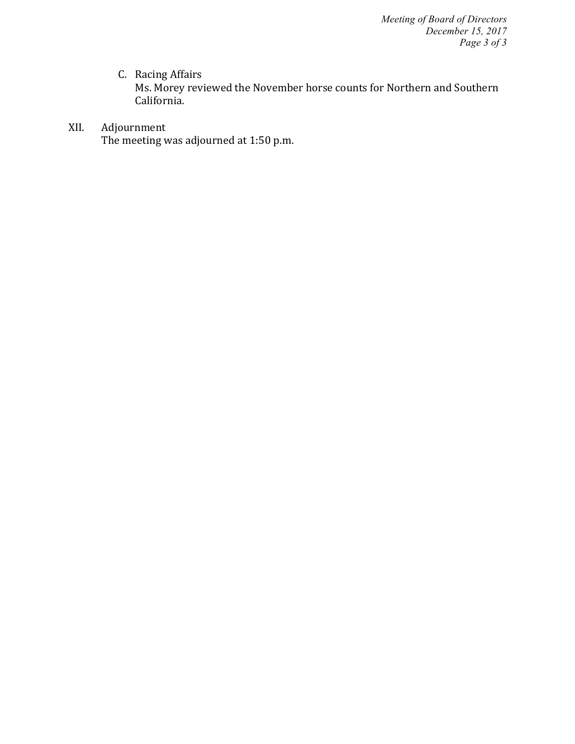C. Racing Affairs
   Ms. Morey reviewed the November horse counts for Northern and Southern California.

XII. Adjournment
   The meeting was adjourned at 1:50 p.m.